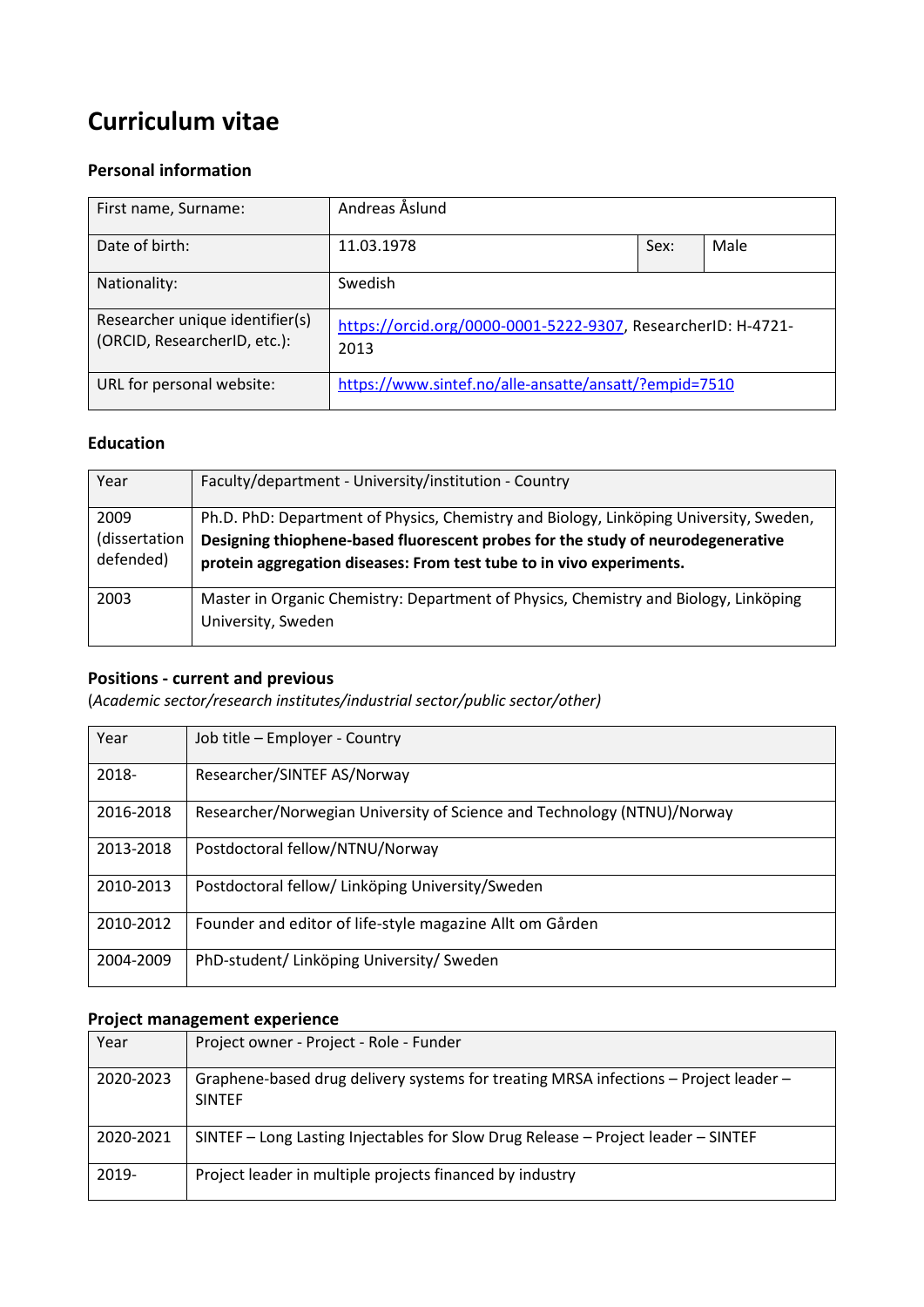# Curriculum vitae

### Personal information

| First name, Surname: | Andreas Åslund | | |
|---|---|---|---|
| Date of birth: | 11.03.1978 | Sex: | Male |
| Nationality: | Swedish | | |
| Researcher unique identifier(s) (ORCID, ResearcherID, etc.): | https://orcid.org/0000-0001-5222-9307, ResearcherID: H-4721-2013 | | |
| URL for personal website: | https://www.sintef.no/alle-ansatte/ansatt/?empid=7510 | | |

### Education

| Year | Faculty/department - University/institution - Country |
|---|---|
| 2009 (dissertation defended) | Ph.D. PhD: Department of Physics, Chemistry and Biology, Linköping University, Sweden, **Designing thiophene-based fluorescent probes for the study of neurodegenerative protein aggregation diseases: From test tube to in vivo experiments.** |
| 2003 | Master in Organic Chemistry: Department of Physics, Chemistry and Biology, Linköping University, Sweden |

### Positions - current and previous

(*Academic sector/research institutes/industrial sector/public sector/other)*

| Year | Job title – Employer - Country |
|---|---|
| 2018- | Researcher/SINTEF AS/Norway |
| 2016-2018 | Researcher/Norwegian University of Science and Technology (NTNU)/Norway |
| 2013-2018 | Postdoctoral fellow/NTNU/Norway |
| 2010-2013 | Postdoctoral fellow/ Linköping University/Sweden |
| 2010-2012 | Founder and editor of life-style magazine Allt om Gården |
| 2004-2009 | PhD-student/ Linköping University/ Sweden |

### Project management experience

| Year | Project owner - Project - Role - Funder |
|---|---|
| 2020-2023 | Graphene-based drug delivery systems for treating MRSA infections – Project leader – SINTEF |
| 2020-2021 | SINTEF – Long Lasting Injectables for Slow Drug Release – Project leader – SINTEF |
| 2019- | Project leader in multiple projects financed by industry |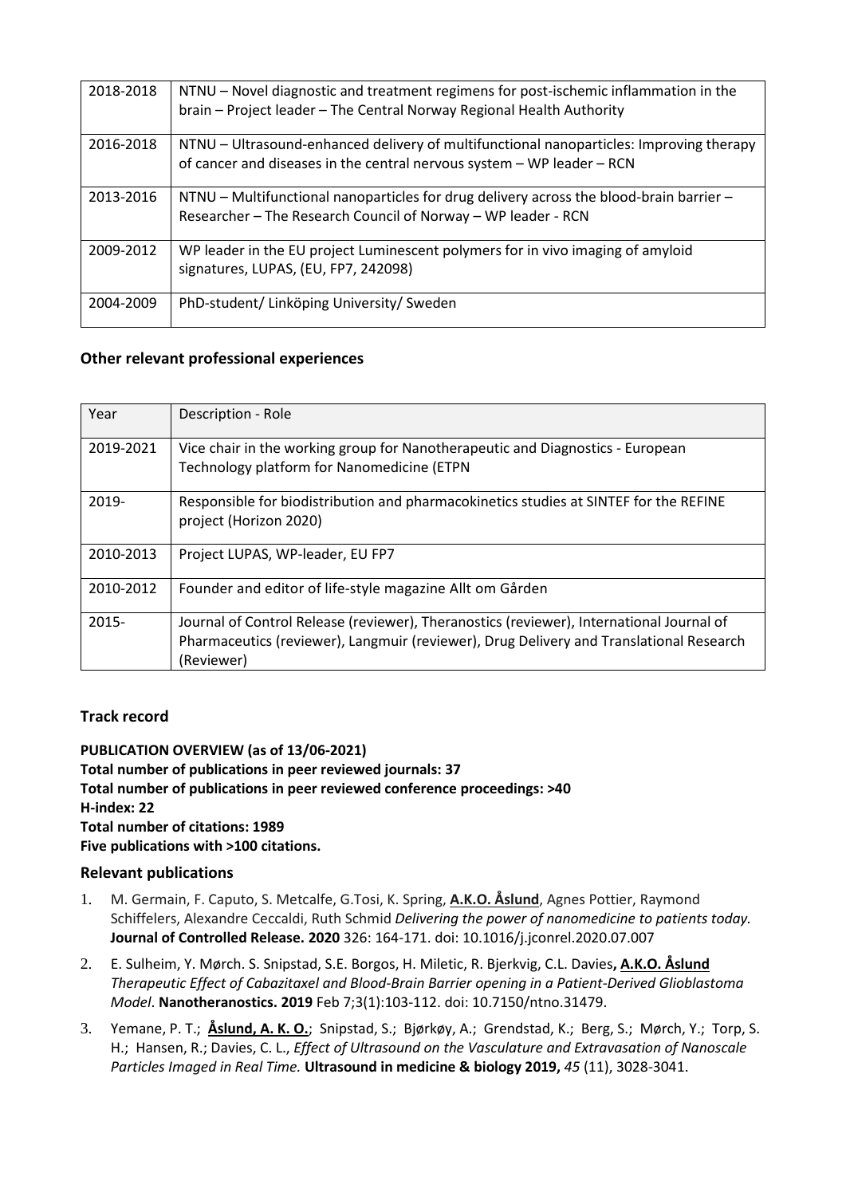| 2018-2018 | NTNU – Novel diagnostic and treatment regimens for post-ischemic inflammation in the brain – Project leader – The Central Norway Regional Health Authority |
|---|---|
| 2016-2018 | NTNU – Ultrasound-enhanced delivery of multifunctional nanoparticles: Improving therapy of cancer and diseases in the central nervous system – WP leader – RCN |
| 2013-2016 | NTNU – Multifunctional nanoparticles for drug delivery across the blood-brain barrier – Researcher – The Research Council of Norway – WP leader - RCN |
| 2009-2012 | WP leader in the EU project Luminescent polymers for in vivo imaging of amyloid signatures, LUPAS, (EU, FP7, 242098) |
| 2004-2009 | PhD-student/ Linköping University/ Sweden |

### Other relevant professional experiences

| Year | Description - Role |
|---|---|
| 2019-2021 | Vice chair in the working group for Nanotherapeutic and Diagnostics - European Technology platform for Nanomedicine (ETPN |
| 2019- | Responsible for biodistribution and pharmacokinetics studies at SINTEF for the REFINE project (Horizon 2020) |
| 2010-2013 | Project LUPAS, WP-leader, EU FP7 |
| 2010-2012 | Founder and editor of life-style magazine Allt om Gården |
| 2015- | Journal of Control Release (reviewer), Theranostics (reviewer), International Journal of Pharmaceutics (reviewer), Langmuir (reviewer), Drug Delivery and Translational Research (Reviewer) |

### Track record

**PUBLICATION OVERVIEW (as of 13/06-2021)**
**Total number of publications in peer reviewed journals: 37**
**Total number of publications in peer reviewed conference proceedings: >40**
**H-index: 22**
**Total number of citations: 1989**
**Five publications with >100 citations.**

### Relevant publications

1. M. Germain, F. Caputo, S. Metcalfe, G.Tosi, K. Spring, **A.K.O. Åslund**, Agnes Pottier, Raymond Schiffelers, Alexandre Ceccaldi, Ruth Schmid *Delivering the power of nanomedicine to patients today.* **Journal of Controlled Release. 2020** 326: 164-171. doi: 10.1016/j.jconrel.2020.07.007
2. E. Sulheim, Y. Mørch. S. Snipstad, S.E. Borgos, H. Miletic, R. Bjerkvig, C.L. Davies**, A.K.O. Åslund** *Therapeutic Effect of Cabazitaxel and Blood-Brain Barrier opening in a Patient-Derived Glioblastoma Model*. **Nanotheranostics. 2019** Feb 7;3(1):103-112. doi: 10.7150/ntno.31479.
3. Yemane, P. T.; **Åslund, A. K. O.**; Snipstad, S.; Bjørkøy, A.; Grendstad, K.; Berg, S.; Mørch, Y.; Torp, S. H.; Hansen, R.; Davies, C. L., *Effect of Ultrasound on the Vasculature and Extravasation of Nanoscale Particles Imaged in Real Time.* **Ultrasound in medicine & biology 2019,** *45* (11), 3028-3041.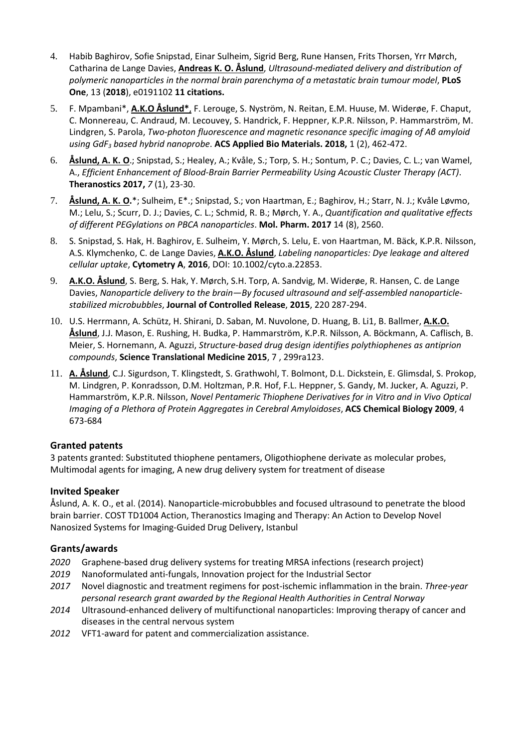4. Habib Baghirov, Sofie Snipstad, Einar Sulheim, Sigrid Berg, Rune Hansen, Frits Thorsen, Yrr Mørch, Catharina de Lange Davies, **Andreas K. O. Åslund**, *Ultrasound-mediated delivery and distribution of polymeric nanoparticles in the normal brain parenchyma of a metastatic brain tumour model*, **PLoS One**, 13 (**2018**), e0191102 **11 citations.**

5. F. Mpambani*, **A.K.O Åslund***, F. Lerouge, S. Nyström, N. Reitan, E.M. Huuse, M. Widerøe, F. Chaput, C. Monnereau, C. Andraud, M. Lecouvey, S. Handrick, F. Heppner, K.P.R. Nilsson, P. Hammarström, M. Lindgren, S. Parola, *Two-photon fluorescence and magnetic resonance specific imaging of Aβ amyloid using $GdF_3$ based hybrid nanoprobe*. **ACS Applied Bio Materials. 2018,** 1 (2), 462-472.

6. **Åslund, A. K. O**.; Snipstad, S.; Healey, A.; Kvåle, S.; Torp, S. H.; Sontum, P. C.; Davies, C. L.; van Wamel, A., *Efficient Enhancement of Blood-Brain Barrier Permeability Using Acoustic Cluster Therapy (ACT)*. **Theranostics 2017,** *7* (1), 23-30.

7. **Åslund, A. K. O.***; Sulheim, E*.; Snipstad, S.; von Haartman, E.; Baghirov, H.; Starr, N. J.; Kvåle Løvmo, M.; Lelu, S.; Scurr, D. J.; Davies, C. L.; Schmid, R. B.; Mørch, Y. A., *Quantification and qualitative effects of different PEGylations on PBCA nanoparticles*. **Mol. Pharm. 2017** 14 (8), 2560.

8. S. Snipstad, S. Hak, H. Baghirov, E. Sulheim, Y. Mørch, S. Lelu, E. von Haartman, M. Bäck, K.P.R. Nilsson, A.S. Klymchenko, C. de Lange Davies, **A.K.O. Åslund**, *Labeling nanoparticles: Dye leakage and altered cellular uptake*, **Cytometry A**, **2016**, DOI: 10.1002/cyto.a.22853.

9. **A.K.O. Åslund**, S. Berg, S. Hak, Y. Mørch, S.H. Torp, A. Sandvig, M. Widerøe, R. Hansen, C. de Lange Davies, *Nanoparticle delivery to the brain—By focused ultrasound and self-assembled nanoparticle-stabilized microbubbles*, **Journal of Controlled Release**, **2015**, 220 287-294.

10. U.S. Herrmann, A. Schütz, H. Shirani, D. Saban, M. Nuvolone, D. Huang, B. Li1, B. Ballmer, **A.K.O. Åslund**, J.J. Mason, E. Rushing, H. Budka, P. Hammarström, K.P.R. Nilsson, A. Böckmann, A. Caflisch, B. Meier, S. Hornemann, A. Aguzzi, *Structure-based drug design identifies polythiophenes as antiprion compounds*, **Science Translational Medicine 2015**, 7 , 299ra123.

11. **A. Åslund**, C.J. Sigurdson, T. Klingstedt, S. Grathwohl, T. Bolmont, D.L. Dickstein, E. Glimsdal, S. Prokop, M. Lindgren, P. Konradsson, D.M. Holtzman, P.R. Hof, F.L. Heppner, S. Gandy, M. Jucker, A. Aguzzi, P. Hammarström, K.P.R. Nilsson, *Novel Pentameric Thiophene Derivatives for in Vitro and in Vivo Optical Imaging of a Plethora of Protein Aggregates in Cerebral Amyloidoses*, **ACS Chemical Biology 2009**, 4 673-684

### Granted patents

3 patents granted: Substituted thiophene pentamers, Oligothiophene derivate as molecular probes, Multimodal agents for imaging, A new drug delivery system for treatment of disease

### Invited Speaker

Åslund, A. K. O., et al. (2014). Nanoparticle-microbubbles and focused ultrasound to penetrate the blood brain barrier. COST TD1004 Action, Theranostics Imaging and Therapy: An Action to Develop Novel Nanosized Systems for Imaging-Guided Drug Delivery, Istanbul

### Grants/awards

*2020* Graphene-based drug delivery systems for treating MRSA infections (research project)

*2019* Nanoformulated anti-fungals, Innovation project for the Industrial Sector

*2017* Novel diagnostic and treatment regimens for post-ischemic inflammation in the brain. *Three-year personal research grant awarded by the Regional Health Authorities in Central Norway*

*2014* Ultrasound-enhanced delivery of multifunctional nanoparticles: Improving therapy of cancer and diseases in the central nervous system

*2012* VFT1-award for patent and commercialization assistance.